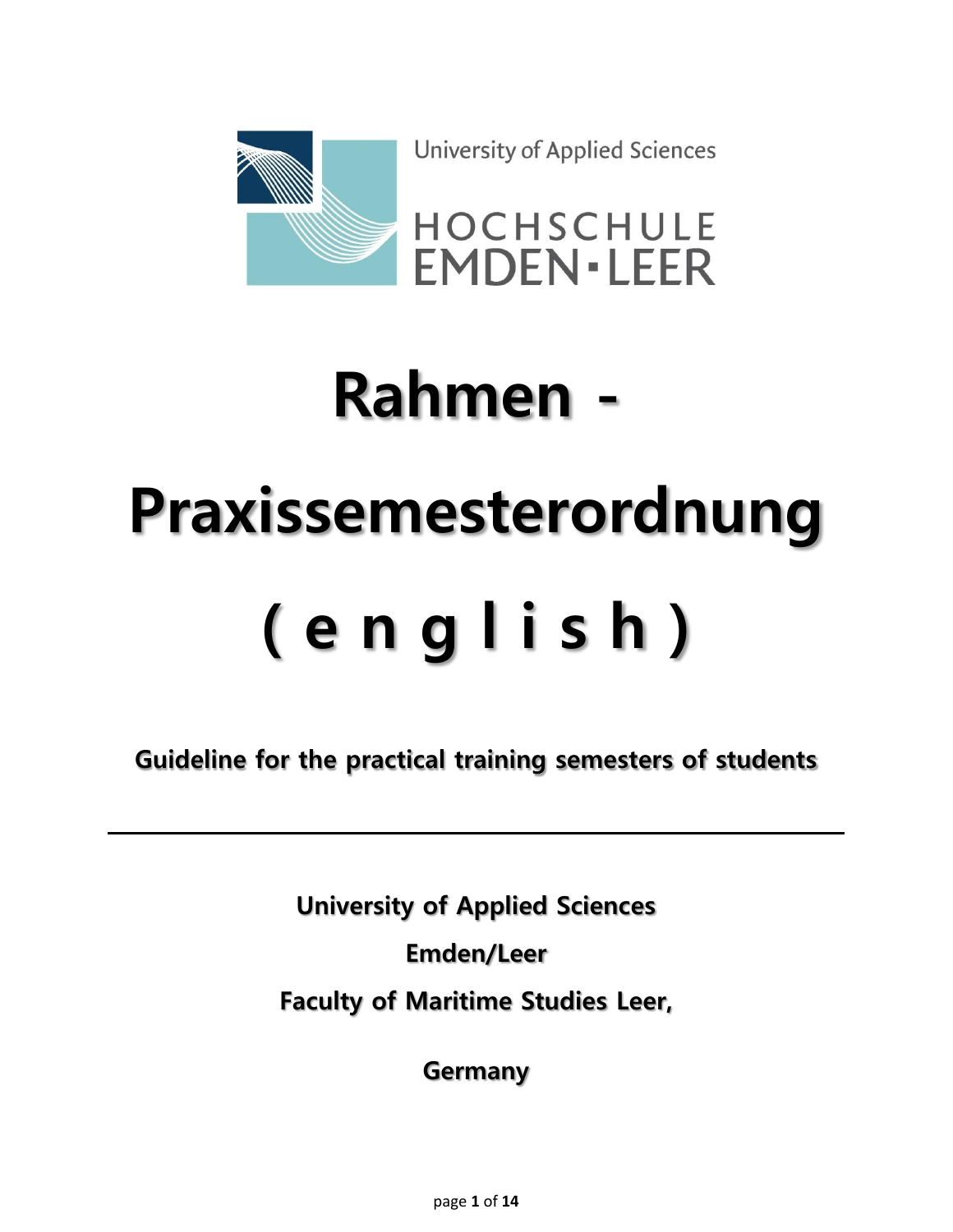University of Applied Sciences

HOCHSCHULE EMDEN▪LEER

# Rahmen - Praxissemesterordnung ( e n g l i s h )

**Guideline for the practical training semesters of students**

---

**University of Applied Sciences**

**Emden/Leer**

**Faculty of Maritime Studies Leer,**

**Germany**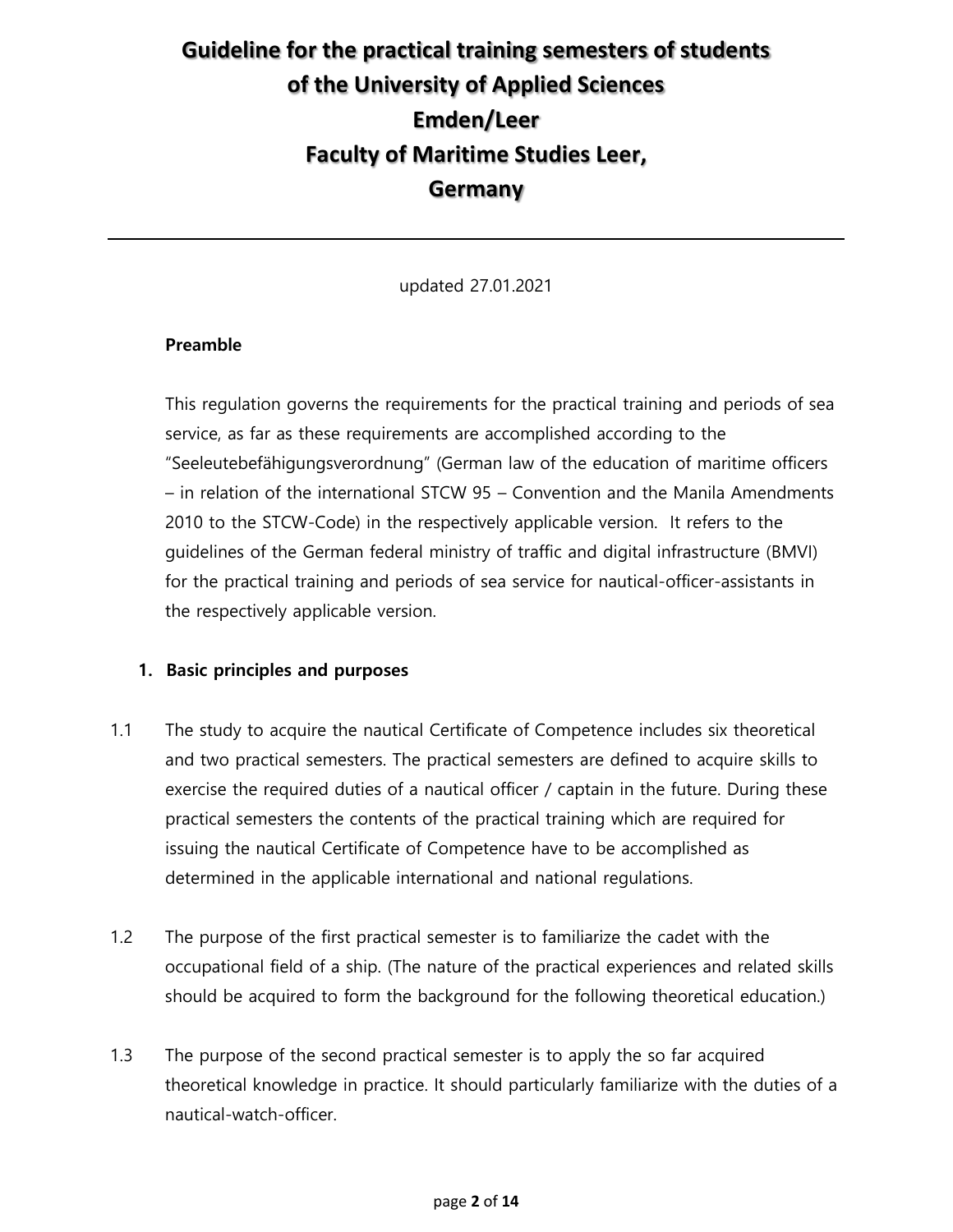# Guideline for the practical training semesters of students of the University of Applied Sciences Emden/Leer Faculty of Maritime Studies Leer, Germany

updated 27.01.2021

### Preamble

This regulation governs the requirements for the practical training and periods of sea service, as far as these requirements are accomplished according to the "Seeleutebefähigungsverordnung" (German law of the education of maritime officers – in relation of the international STCW 95 – Convention and the Manila Amendments 2010 to the STCW-Code) in the respectively applicable version. It refers to the guidelines of the German federal ministry of traffic and digital infrastructure (BMVI) for the practical training and periods of sea service for nautical-officer-assistants in the respectively applicable version.

### 1. Basic principles and purposes

1.1 The study to acquire the nautical Certificate of Competence includes six theoretical and two practical semesters. The practical semesters are defined to acquire skills to exercise the required duties of a nautical officer / captain in the future. During these practical semesters the contents of the practical training which are required for issuing the nautical Certificate of Competence have to be accomplished as determined in the applicable international and national regulations.

1.2 The purpose of the first practical semester is to familiarize the cadet with the occupational field of a ship. (The nature of the practical experiences and related skills should be acquired to form the background for the following theoretical education.)

1.3 The purpose of the second practical semester is to apply the so far acquired theoretical knowledge in practice. It should particularly familiarize with the duties of a nautical-watch-officer.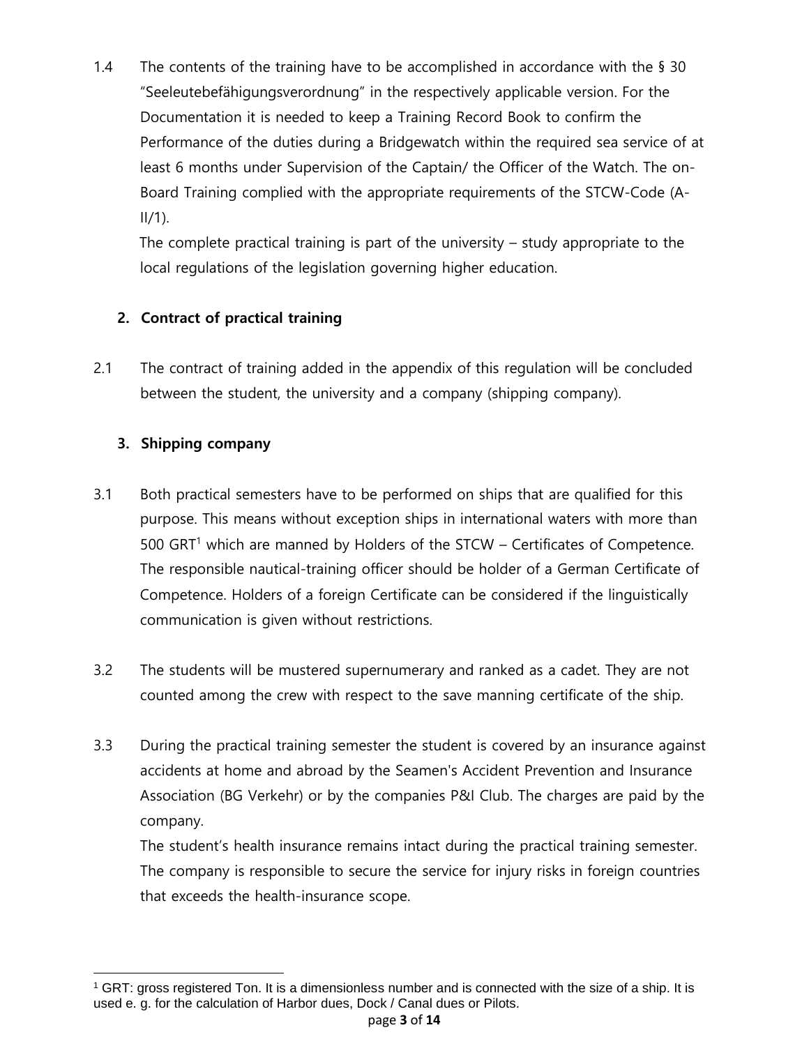1.4 The contents of the training have to be accomplished in accordance with the § 30 "Seeleutebefähigungsverordnung" in the respectively applicable version. For the Documentation it is needed to keep a Training Record Book to confirm the Performance of the duties during a Bridgewatch within the required sea service of at least 6 months under Supervision of the Captain/ the Officer of the Watch. The on-Board Training complied with the appropriate requirements of the STCW-Code (A-II/1).

The complete practical training is part of the university – study appropriate to the local regulations of the legislation governing higher education.

## 2. Contract of practical training

2.1 The contract of training added in the appendix of this regulation will be concluded between the student, the university and a company (shipping company).

## 3. Shipping company

3.1 Both practical semesters have to be performed on ships that are qualified for this purpose. This means without exception ships in international waters with more than 500 GRT[1] which are manned by Holders of the STCW – Certificates of Competence. The responsible nautical-training officer should be holder of a German Certificate of Competence. Holders of a foreign Certificate can be considered if the linguistically communication is given without restrictions.

3.2 The students will be mustered supernumerary and ranked as a cadet. They are not counted among the crew with respect to the save manning certificate of the ship.

3.3 During the practical training semester the student is covered by an insurance against accidents at home and abroad by the Seamen's Accident Prevention and Insurance Association (BG Verkehr) or by the companies P&I Club. The charges are paid by the company.

The student's health insurance remains intact during the practical training semester. The company is responsible to secure the service for injury risks in foreign countries that exceeds the health-insurance scope.

[1] GRT: gross registered Ton. It is a dimensionless number and is connected with the size of a ship. It is used e. g. for the calculation of Harbor dues, Dock / Canal dues or Pilots.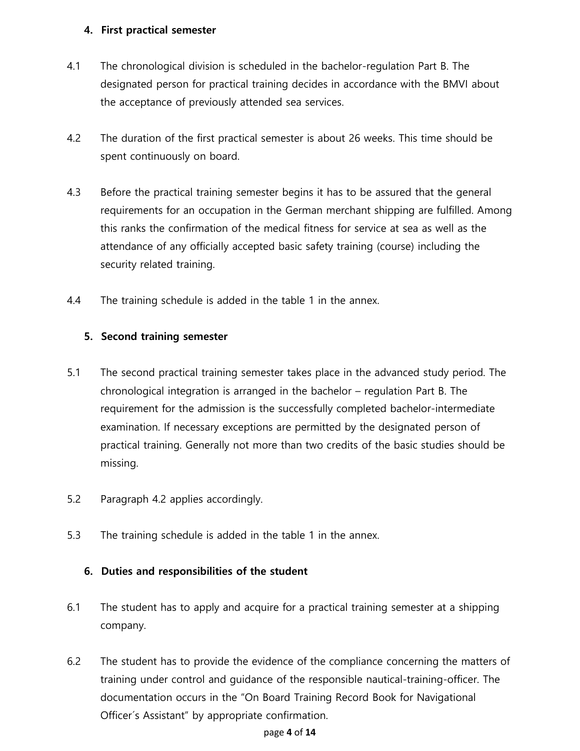## 4. First practical semester

4.1 The chronological division is scheduled in the bachelor-regulation Part B. The designated person for practical training decides in accordance with the BMVI about the acceptance of previously attended sea services.

4.2 The duration of the first practical semester is about 26 weeks. This time should be spent continuously on board.

4.3 Before the practical training semester begins it has to be assured that the general requirements for an occupation in the German merchant shipping are fulfilled. Among this ranks the confirmation of the medical fitness for service at sea as well as the attendance of any officially accepted basic safety training (course) including the security related training.

4.4 The training schedule is added in the table 1 in the annex.

## 5. Second training semester

5.1 The second practical training semester takes place in the advanced study period. The chronological integration is arranged in the bachelor – regulation Part B. The requirement for the admission is the successfully completed bachelor-intermediate examination. If necessary exceptions are permitted by the designated person of practical training. Generally not more than two credits of the basic studies should be missing.

5.2 Paragraph 4.2 applies accordingly.

5.3 The training schedule is added in the table 1 in the annex.

## 6. Duties and responsibilities of the student

6.1 The student has to apply and acquire for a practical training semester at a shipping company.

6.2 The student has to provide the evidence of the compliance concerning the matters of training under control and guidance of the responsible nautical-training-officer. The documentation occurs in the "On Board Training Record Book for Navigational Officer´s Assistant" by appropriate confirmation.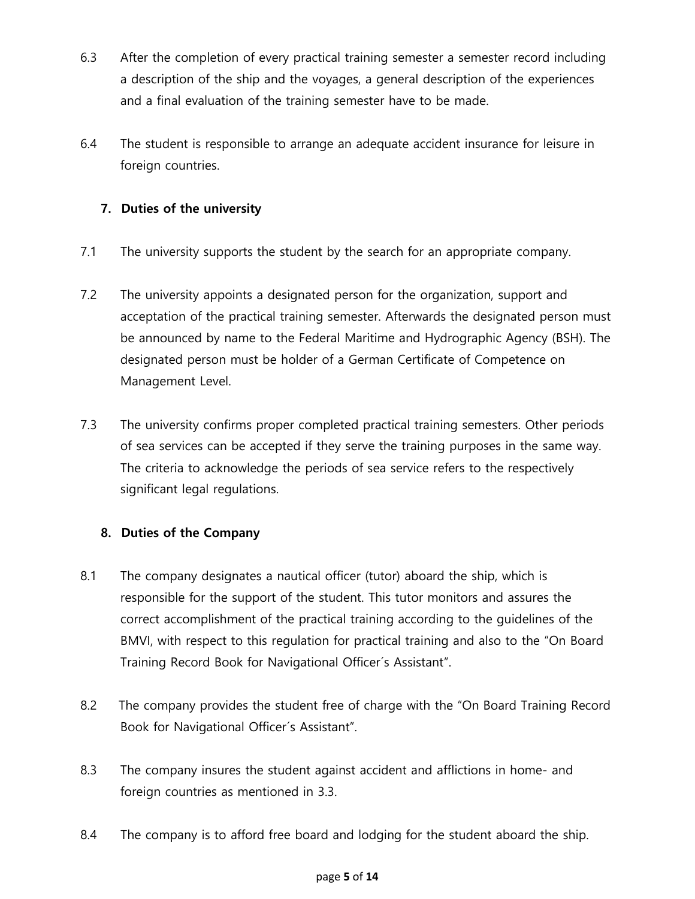6.3 After the completion of every practical training semester a semester record including a description of the ship and the voyages, a general description of the experiences and a final evaluation of the training semester have to be made.

6.4 The student is responsible to arrange an adequate accident insurance for leisure in foreign countries.

## 7. Duties of the university

7.1 The university supports the student by the search for an appropriate company.

7.2 The university appoints a designated person for the organization, support and acceptation of the practical training semester. Afterwards the designated person must be announced by name to the Federal Maritime and Hydrographic Agency (BSH). The designated person must be holder of a German Certificate of Competence on Management Level.

7.3 The university confirms proper completed practical training semesters. Other periods of sea services can be accepted if they serve the training purposes in the same way. The criteria to acknowledge the periods of sea service refers to the respectively significant legal regulations.

## 8. Duties of the Company

8.1 The company designates a nautical officer (tutor) aboard the ship, which is responsible for the support of the student. This tutor monitors and assures the correct accomplishment of the practical training according to the guidelines of the BMVI, with respect to this regulation for practical training and also to the "On Board Training Record Book for Navigational Officer´s Assistant".

8.2 The company provides the student free of charge with the "On Board Training Record Book for Navigational Officer´s Assistant".

8.3 The company insures the student against accident and afflictions in home- and foreign countries as mentioned in 3.3.

8.4 The company is to afford free board and lodging for the student aboard the ship.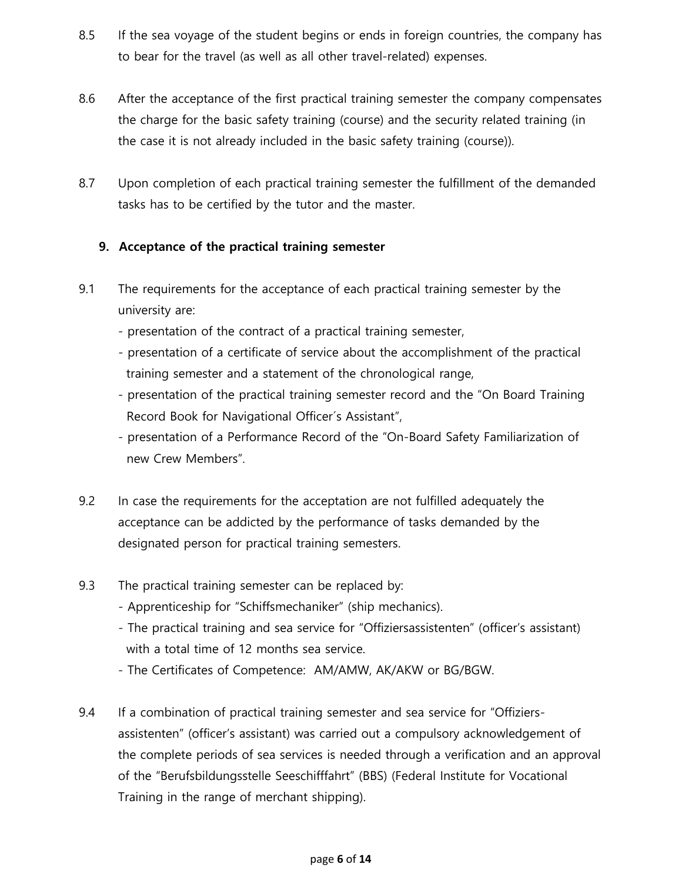8.5 If the sea voyage of the student begins or ends in foreign countries, the company has to bear for the travel (as well as all other travel-related) expenses.

8.6 After the acceptance of the first practical training semester the company compensates the charge for the basic safety training (course) and the security related training (in the case it is not already included in the basic safety training (course)).

8.7 Upon completion of each practical training semester the fulfillment of the demanded tasks has to be certified by the tutor and the master.

## 9. Acceptance of the practical training semester

9.1 The requirements for the acceptance of each practical training semester by the university are:
- presentation of the contract of a practical training semester,
- presentation of a certificate of service about the accomplishment of the practical training semester and a statement of the chronological range,
- presentation of the practical training semester record and the "On Board Training Record Book for Navigational Officer´s Assistant",
- presentation of a Performance Record of the "On-Board Safety Familiarization of new Crew Members".

9.2 In case the requirements for the acceptation are not fulfilled adequately the acceptance can be addicted by the performance of tasks demanded by the designated person for practical training semesters.

9.3 The practical training semester can be replaced by:
- Apprenticeship for "Schiffsmechaniker" (ship mechanics).
- The practical training and sea service for "Offiziersassistenten" (officer's assistant) with a total time of 12 months sea service.
- The Certificates of Competence: AM/AMW, AK/AKW or BG/BGW.

9.4 If a combination of practical training semester and sea service for "Offiziers-assistenten" (officer's assistant) was carried out a compulsory acknowledgement of the complete periods of sea services is needed through a verification and an approval of the "Berufsbildungsstelle Seeschifffahrt" (BBS) (Federal Institute for Vocational Training in the range of merchant shipping).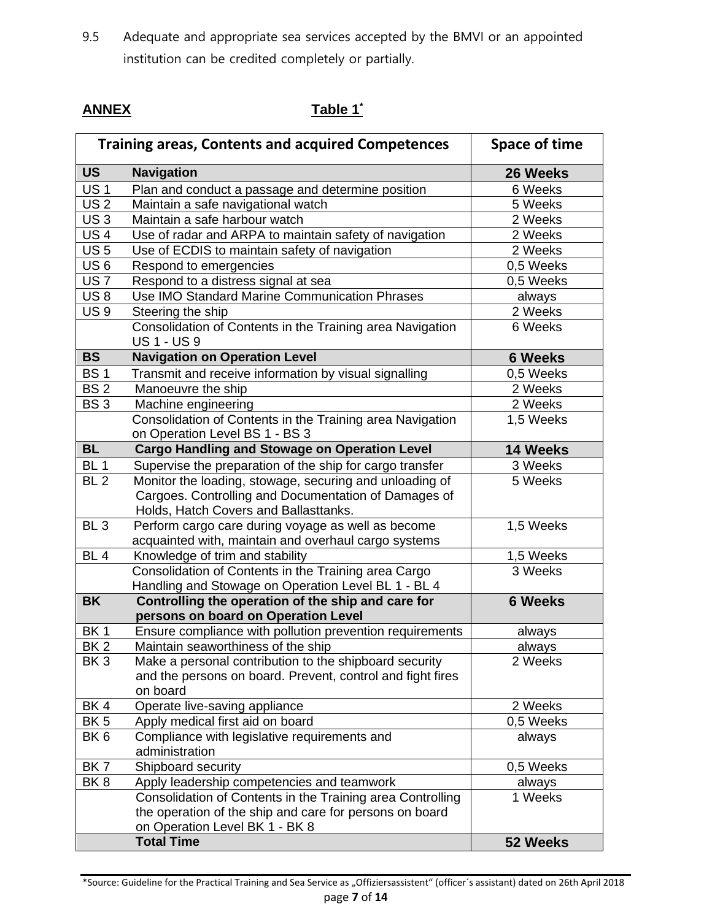9.5 Adequate and appropriate sea services accepted by the BMVI or an appointed institution can be credited completely or partially.

**ANNEX** **Table 1***

| Training areas, Contents and acquired Competences | | Space of time |
|---|---|---|
| **US** | **Navigation** | **26 Weeks** |
| US 1 | Plan and conduct a passage and determine position | 6 Weeks |
| US 2 | Maintain a safe navigational watch | 5 Weeks |
| US 3 | Maintain a safe harbour watch | 2 Weeks |
| US 4 | Use of radar and ARPA to maintain safety of navigation | 2 Weeks |
| US 5 | Use of ECDIS to maintain safety of navigation | 2 Weeks |
| US 6 | Respond to emergencies | 0,5 Weeks |
| US 7 | Respond to a distress signal at sea | 0,5 Weeks |
| US 8 | Use IMO Standard Marine Communication Phrases | always |
| US 9 | Steering the ship | 2 Weeks |
| | Consolidation of Contents in the Training area Navigation US 1 - US 9 | 6 Weeks |
| **BS** | **Navigation on Operation Level** | **6 Weeks** |
| BS 1 | Transmit and receive information by visual signalling | 0,5 Weeks |
| BS 2 | Manoeuvre the ship | 2 Weeks |
| BS 3 | Machine engineering | 2 Weeks |
| | Consolidation of Contents in the Training area Navigation on Operation Level BS 1 - BS 3 | 1,5 Weeks |
| **BL** | **Cargo Handling and Stowage on Operation Level** | **14 Weeks** |
| BL 1 | Supervise the preparation of the ship for cargo transfer | 3 Weeks |
| BL 2 | Monitor the loading, stowage, securing and unloading of Cargoes. Controlling and Documentation of Damages of Holds, Hatch Covers and Ballasttanks. | 5 Weeks |
| BL 3 | Perform cargo care during voyage as well as become acquainted with, maintain and overhaul cargo systems | 1,5 Weeks |
| BL 4 | Knowledge of trim and stability | 1,5 Weeks |
| | Consolidation of Contents in the Training area Cargo Handling and Stowage on Operation Level BL 1 - BL 4 | 3 Weeks |
| **BK** | **Controlling the operation of the ship and care for persons on board on Operation Level** | **6 Weeks** |
| BK 1 | Ensure compliance with pollution prevention requirements | always |
| BK 2 | Maintain seaworthiness of the ship | always |
| BK 3 | Make a personal contribution to the shipboard security and the persons on board. Prevent, control and fight fires on board | 2 Weeks |
| BK 4 | Operate live-saving appliance | 2 Weeks |
| BK 5 | Apply medical first aid on board | 0,5 Weeks |
| BK 6 | Compliance with legislative requirements and administration | always |
| BK 7 | Shipboard security | 0,5 Weeks |
| BK 8 | Apply leadership competencies and teamwork | always |
| | Consolidation of Contents in the Training area Controlling the operation of the ship and care for persons on board on Operation Level BK 1 - BK 8 | 1 Weeks |
| | **Total Time** | **52 Weeks** |

*Source: Guideline for the Practical Training and Sea Service as „Offiziersassistent" (officer´s assistant) dated on 26th April 2018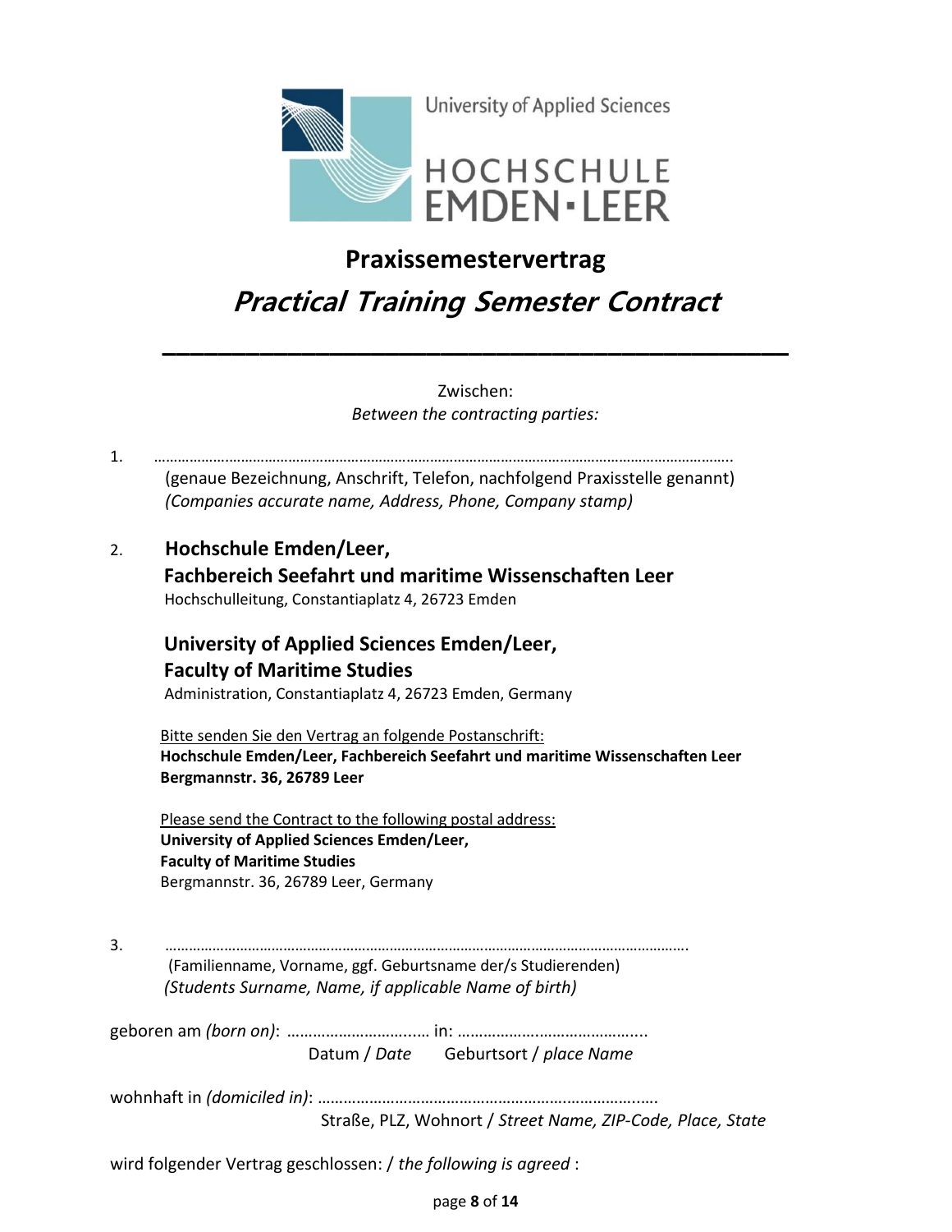University of Applied Sciences

HOCHSCHULE EMDEN·LEER

# Praxissemestervertrag

## *Practical Training Semester Contract*

---

Zwischen:
*Between the contracting parties:*

1. ……………………………………………………………………………………………………………………………….
   (genaue Bezeichnung, Anschrift, Telefon, nachfolgend Praxisstelle genannt)
   *(Companies accurate name, Address, Phone, Company stamp)*

2. **Hochschule Emden/Leer,**
   **Fachbereich Seefahrt und maritime Wissenschaften Leer**
   Hochschulleitung, Constantiaplatz 4, 26723 Emden

   **University of Applied Sciences Emden/Leer,**
   **Faculty of Maritime Studies**
   Administration, Constantiaplatz 4, 26723 Emden, Germany

   Bitte senden Sie den Vertrag an folgende Postanschrift:
   **Hochschule Emden/Leer, Fachbereich Seefahrt und maritime Wissenschaften Leer**
   **Bergmannstr. 36, 26789 Leer**

   Please send the Contract to the following postal address:
   **University of Applied Sciences Emden/Leer,**
   **Faculty of Maritime Studies**
   Bergmannstr. 36, 26789 Leer, Germany

3. …………………………………………………………………………………………………………………….
   (Familienname, Vorname, ggf. Geburtsname der/s Studierenden)
   *(Students Surname, Name, if applicable Name of birth)*

geboren am *(born on)*: ………………………..… in: ……………………………………...
Datum / *Date* Geburtsort / *place Name*

wohnhaft in *(domiciled in)*: ……………………………………………………………..….
Straße, PLZ, Wohnort / *Street Name, ZIP-Code, Place, State*

wird folgender Vertrag geschlossen: / *the following is agreed* :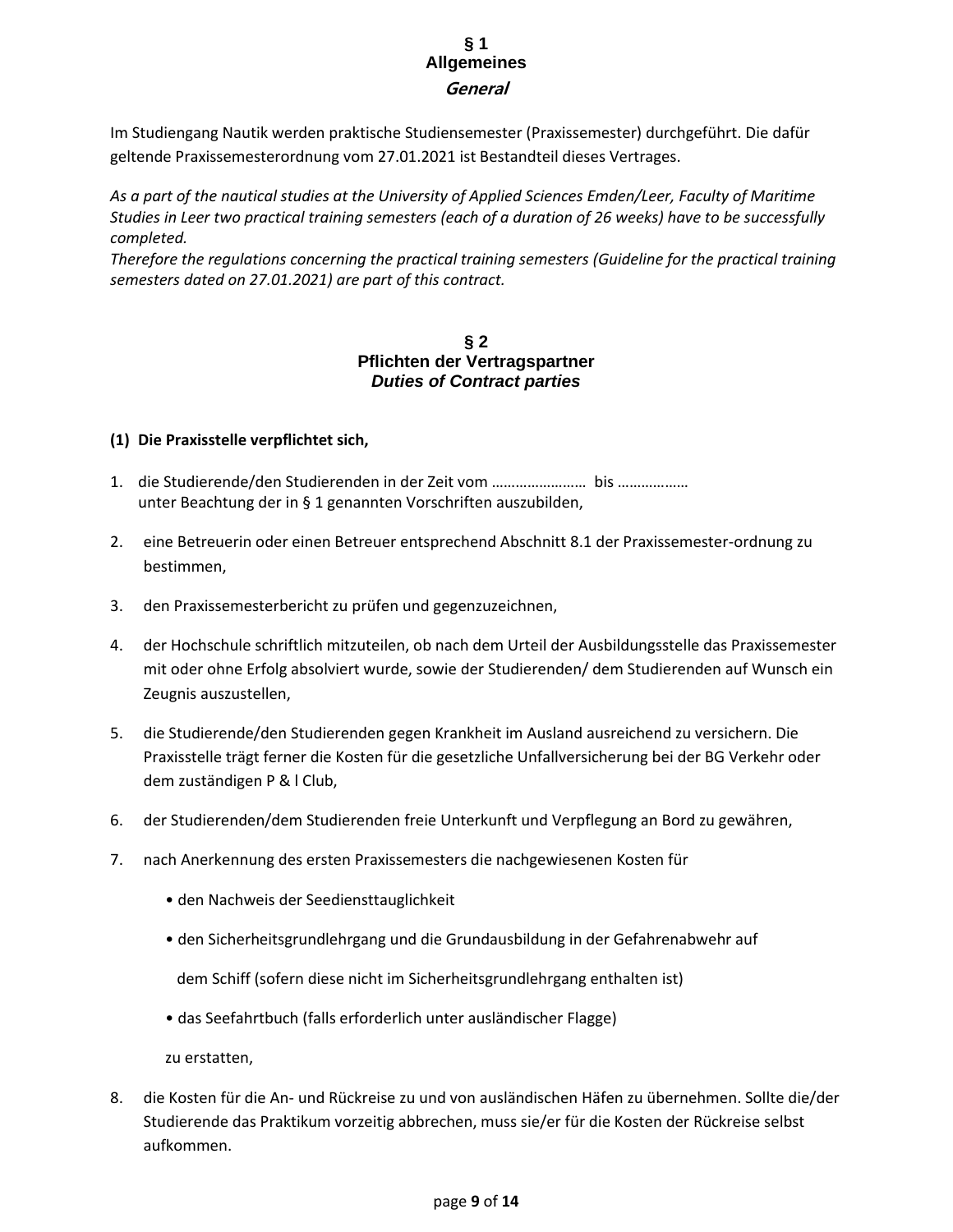## § 1
## Allgemeines
### *General*

Im Studiengang Nautik werden praktische Studiensemester (Praxissemester) durchgeführt. Die dafür geltende Praxissemesterordnung vom 27.01.2021 ist Bestandteil dieses Vertrages.

*As a part of the nautical studies at the University of Applied Sciences Emden/Leer, Faculty of Maritime Studies in Leer two practical training semesters (each of a duration of 26 weeks) have to be successfully completed.*
*Therefore the regulations concerning the practical training semesters (Guideline for the practical training semesters dated on 27.01.2021) are part of this contract.*

## § 2
## Pflichten der Vertragspartner
### *Duties of Contract parties*

**(1) Die Praxisstelle verpflichtet sich,**

1. die Studierende/den Studierenden in der Zeit vom …………………… bis ……………… unter Beachtung der in § 1 genannten Vorschriften auszubilden,

2. eine Betreuerin oder einen Betreuer entsprechend Abschnitt 8.1 der Praxissemester-ordnung zu bestimmen,

3. den Praxissemesterbericht zu prüfen und gegenzuzeichnen,

4. der Hochschule schriftlich mitzuteilen, ob nach dem Urteil der Ausbildungsstelle das Praxissemester mit oder ohne Erfolg absolviert wurde, sowie der Studierenden/ dem Studierenden auf Wunsch ein Zeugnis auszustellen,

5. die Studierende/den Studierenden gegen Krankheit im Ausland ausreichend zu versichern. Die Praxisstelle trägt ferner die Kosten für die gesetzliche Unfallversicherung bei der BG Verkehr oder dem zuständigen P & l Club,

6. der Studierenden/dem Studierenden freie Unterkunft und Verpflegung an Bord zu gewähren,

7. nach Anerkennung des ersten Praxissemesters die nachgewiesenen Kosten für

   • den Nachweis der Seediensttauglichkeit

   • den Sicherheitsgrundlehrgang und die Grundausbildung in der Gefahrenabwehr auf dem Schiff (sofern diese nicht im Sicherheitsgrundlehrgang enthalten ist)

   • das Seefahrtbuch (falls erforderlich unter ausländischer Flagge)

   zu erstatten,

8. die Kosten für die An- und Rückreise zu und von ausländischen Häfen zu übernehmen. Sollte die/der Studierende das Praktikum vorzeitig abbrechen, muss sie/er für die Kosten der Rückreise selbst aufkommen.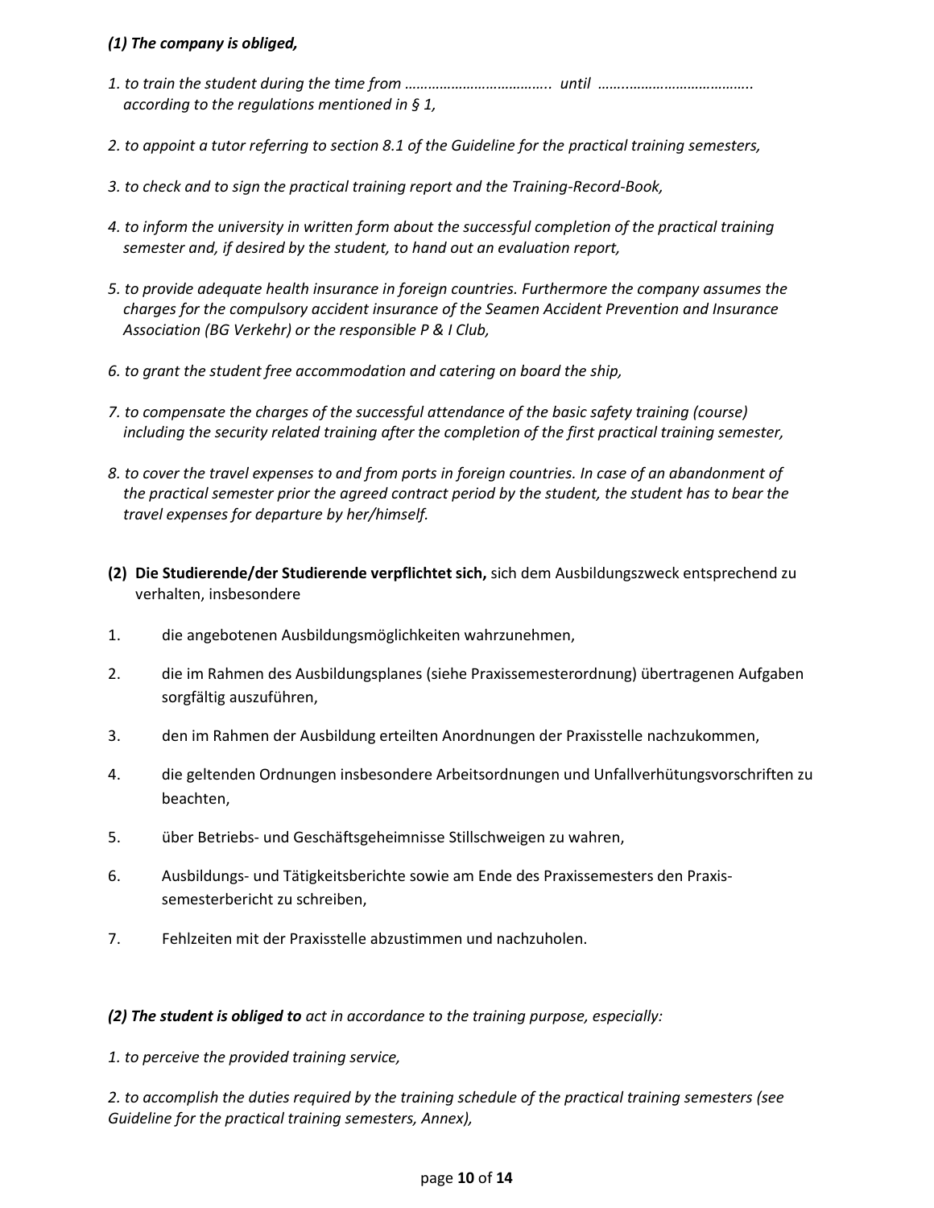***(1) The company is obliged,***

*1. to train the student during the time from ……………………………….. until …….……………………………. according to the regulations mentioned in § 1,*

*2. to appoint a tutor referring to section 8.1 of the Guideline for the practical training semesters,*

*3. to check and to sign the practical training report and the Training-Record-Book,*

*4. to inform the university in written form about the successful completion of the practical training semester and, if desired by the student, to hand out an evaluation report,*

*5. to provide adequate health insurance in foreign countries. Furthermore the company assumes the charges for the compulsory accident insurance of the Seamen Accident Prevention and Insurance Association (BG Verkehr) or the responsible P & I Club,*

*6. to grant the student free accommodation and catering on board the ship,*

*7. to compensate the charges of the successful attendance of the basic safety training (course) including the security related training after the completion of the first practical training semester,*

*8. to cover the travel expenses to and from ports in foreign countries. In case of an abandonment of the practical semester prior the agreed contract period by the student, the student has to bear the travel expenses for departure by her/himself.*

**(2) Die Studierende/der Studierende verpflichtet sich,** sich dem Ausbildungszweck entsprechend zu verhalten, insbesondere

1. die angebotenen Ausbildungsmöglichkeiten wahrzunehmen,
2. die im Rahmen des Ausbildungsplanes (siehe Praxissemesterordnung) übertragenen Aufgaben sorgfältig auszuführen,
3. den im Rahmen der Ausbildung erteilten Anordnungen der Praxisstelle nachzukommen,
4. die geltenden Ordnungen insbesondere Arbeitsordnungen und Unfallverhütungsvorschriften zu beachten,
5. über Betriebs- und Geschäftsgeheimnisse Stillschweigen zu wahren,
6. Ausbildungs- und Tätigkeitsberichte sowie am Ende des Praxissemesters den Praxis-semesterbericht zu schreiben,
7. Fehlzeiten mit der Praxisstelle abzustimmen und nachzuholen.

***(2) The student is obliged to*** *act in accordance to the training purpose, especially:*

*1. to perceive the provided training service,*

*2. to accomplish the duties required by the training schedule of the practical training semesters (see Guideline for the practical training semesters, Annex),*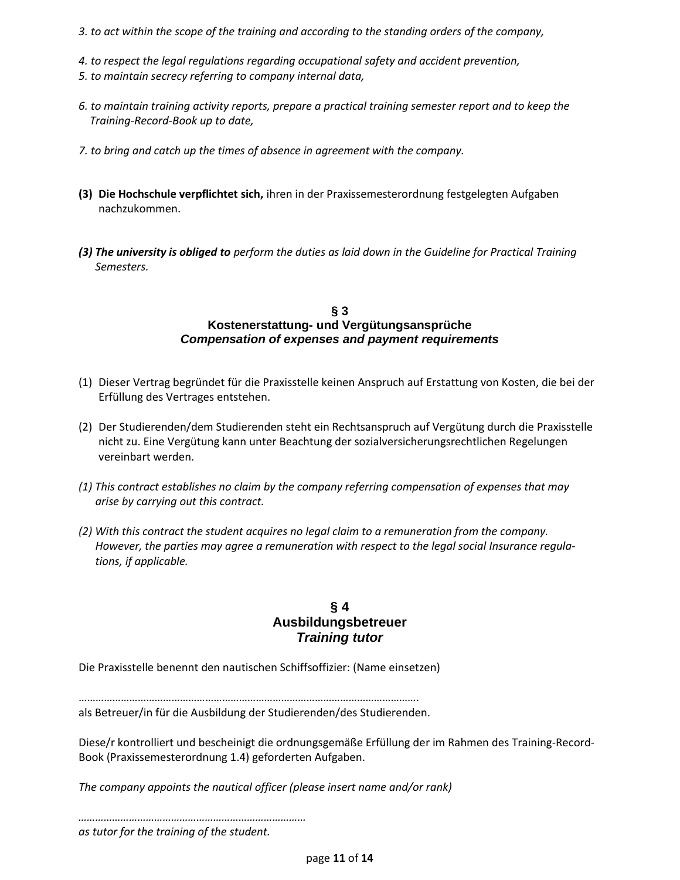*3. to act within the scope of the training and according to the standing orders of the company,*

*4. to respect the legal regulations regarding occupational safety and accident prevention,*
*5. to maintain secrecy referring to company internal data,*

*6. to maintain training activity reports, prepare a practical training semester report and to keep the Training-Record-Book up to date,*

*7. to bring and catch up the times of absence in agreement with the company.*

**(3) Die Hochschule verpflichtet sich,** ihren in der Praxissemesterordnung festgelegten Aufgaben nachzukommen.

***(3) The university is obliged to*** *perform the duties as laid down in the Guideline for Practical Training Semesters.*

## § 3
## Kostenerstattung- und Vergütungsansprüche
## *Compensation of expenses and payment requirements*

(1) Dieser Vertrag begründet für die Praxisstelle keinen Anspruch auf Erstattung von Kosten, die bei der Erfüllung des Vertrages entstehen.

(2) Der Studierenden/dem Studierenden steht ein Rechtsanspruch auf Vergütung durch die Praxisstelle nicht zu. Eine Vergütung kann unter Beachtung der sozialversicherungsrechtlichen Regelungen vereinbart werden.

*(1) This contract establishes no claim by the company referring compensation of expenses that may arise by carrying out this contract.*

*(2) With this contract the student acquires no legal claim to a remuneration from the company. However, the parties may agree a remuneration with respect to the legal social Insurance regulations, if applicable.*

## § 4
## Ausbildungsbetreuer
## *Training tutor*

Die Praxisstelle benennt den nautischen Schiffsoffizier: (Name einsetzen)

…………………………………………………………………………………………………….
als Betreuer/in für die Ausbildung der Studierenden/des Studierenden.

Diese/r kontrolliert und bescheinigt die ordnungsgemäße Erfüllung der im Rahmen des Training-Record-Book (Praxissemesterordnung 1.4) geforderten Aufgaben.

*The company appoints the nautical officer (please insert name and/or rank)*

*………………………………………………………………………*
*as tutor for the training of the student.*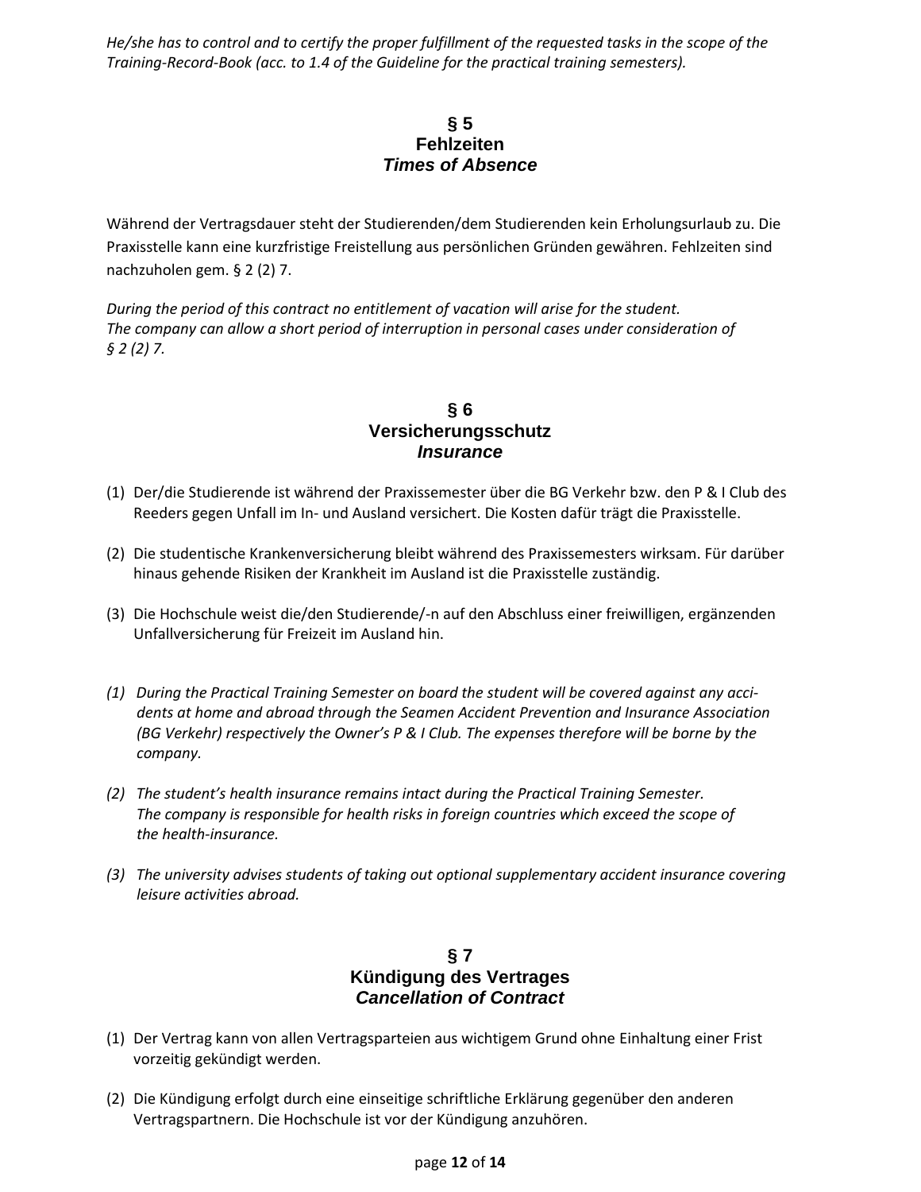*He/she has to control and to certify the proper fulfillment of the requested tasks in the scope of the Training-Record-Book (acc. to 1.4 of the Guideline for the practical training semesters).*

## § 5
## Fehlzeiten
## *Times of Absence*

Während der Vertragsdauer steht der Studierenden/dem Studierenden kein Erholungsurlaub zu. Die Praxisstelle kann eine kurzfristige Freistellung aus persönlichen Gründen gewähren. Fehlzeiten sind nachzuholen gem. § 2 (2) 7.

*During the period of this contract no entitlement of vacation will arise for the student.*
*The company can allow a short period of interruption in personal cases under consideration of § 2 (2) 7.*

## § 6
## Versicherungsschutz
## *Insurance*

(1) Der/die Studierende ist während der Praxissemester über die BG Verkehr bzw. den P & I Club des Reeders gegen Unfall im In- und Ausland versichert. Die Kosten dafür trägt die Praxisstelle.

(2) Die studentische Krankenversicherung bleibt während des Praxissemesters wirksam. Für darüber hinaus gehende Risiken der Krankheit im Ausland ist die Praxisstelle zuständig.

(3) Die Hochschule weist die/den Studierende/-n auf den Abschluss einer freiwilligen, ergänzenden Unfallversicherung für Freizeit im Ausland hin.

*(1) During the Practical Training Semester on board the student will be covered against any accidents at home and abroad through the Seamen Accident Prevention and Insurance Association (BG Verkehr) respectively the Owner's P & I Club. The expenses therefore will be borne by the company.*

*(2) The student's health insurance remains intact during the Practical Training Semester. The company is responsible for health risks in foreign countries which exceed the scope of the health-insurance.*

*(3) The university advises students of taking out optional supplementary accident insurance covering leisure activities abroad.*

## § 7
## Kündigung des Vertrages
## *Cancellation of Contract*

(1) Der Vertrag kann von allen Vertragsparteien aus wichtigem Grund ohne Einhaltung einer Frist vorzeitig gekündigt werden.

(2) Die Kündigung erfolgt durch eine einseitige schriftliche Erklärung gegenüber den anderen Vertragspartnern. Die Hochschule ist vor der Kündigung anzuhören.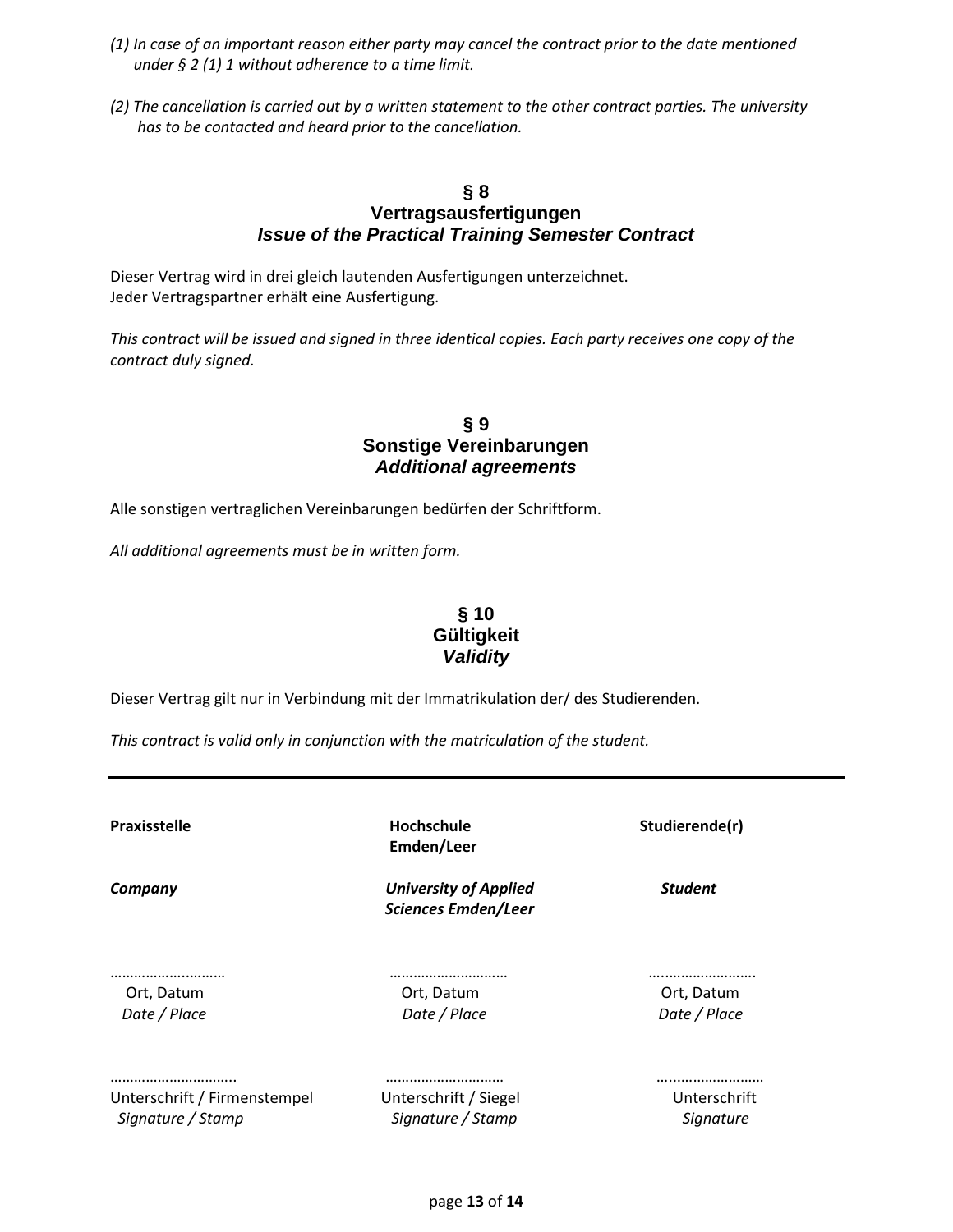*(1) In case of an important reason either party may cancel the contract prior to the date mentioned under § 2 (1) 1 without adherence to a time limit.*

*(2) The cancellation is carried out by a written statement to the other contract parties. The university has to be contacted and heard prior to the cancellation.*

## § 8
## Vertragsausfertigungen
## *Issue of the Practical Training Semester Contract*

Dieser Vertrag wird in drei gleich lautenden Ausfertigungen unterzeichnet.
Jeder Vertragspartner erhält eine Ausfertigung.

*This contract will be issued and signed in three identical copies. Each party receives one copy of the contract duly signed.*

## § 9
## Sonstige Vereinbarungen
## *Additional agreements*

Alle sonstigen vertraglichen Vereinbarungen bedürfen der Schriftform.

*All additional agreements must be in written form.*

## § 10
## Gültigkeit
## *Validity*

Dieser Vertrag gilt nur in Verbindung mit der Immatrikulation der/ des Studierenden.

*This contract is valid only in conjunction with the matriculation of the student.*

---

| **Praxisstelle** | **Hochschule Emden/Leer** | **Studierende(r)** |
|---|---|---|
| ***Company*** | ***University of Applied Sciences Emden/Leer*** | ***Student*** |
| ……………..………… | ……………………….. | …..………………….. |
| Ort, Datum *Date / Place* | Ort, Datum *Date / Place* | Ort, Datum *Date / Place* |
| ………………………….. | ……………………….. | …..………………… |
| Unterschrift / Firmenstempel *Signature / Stamp* | Unterschrift / Siegel *Signature / Stamp* | Unterschrift *Signature* |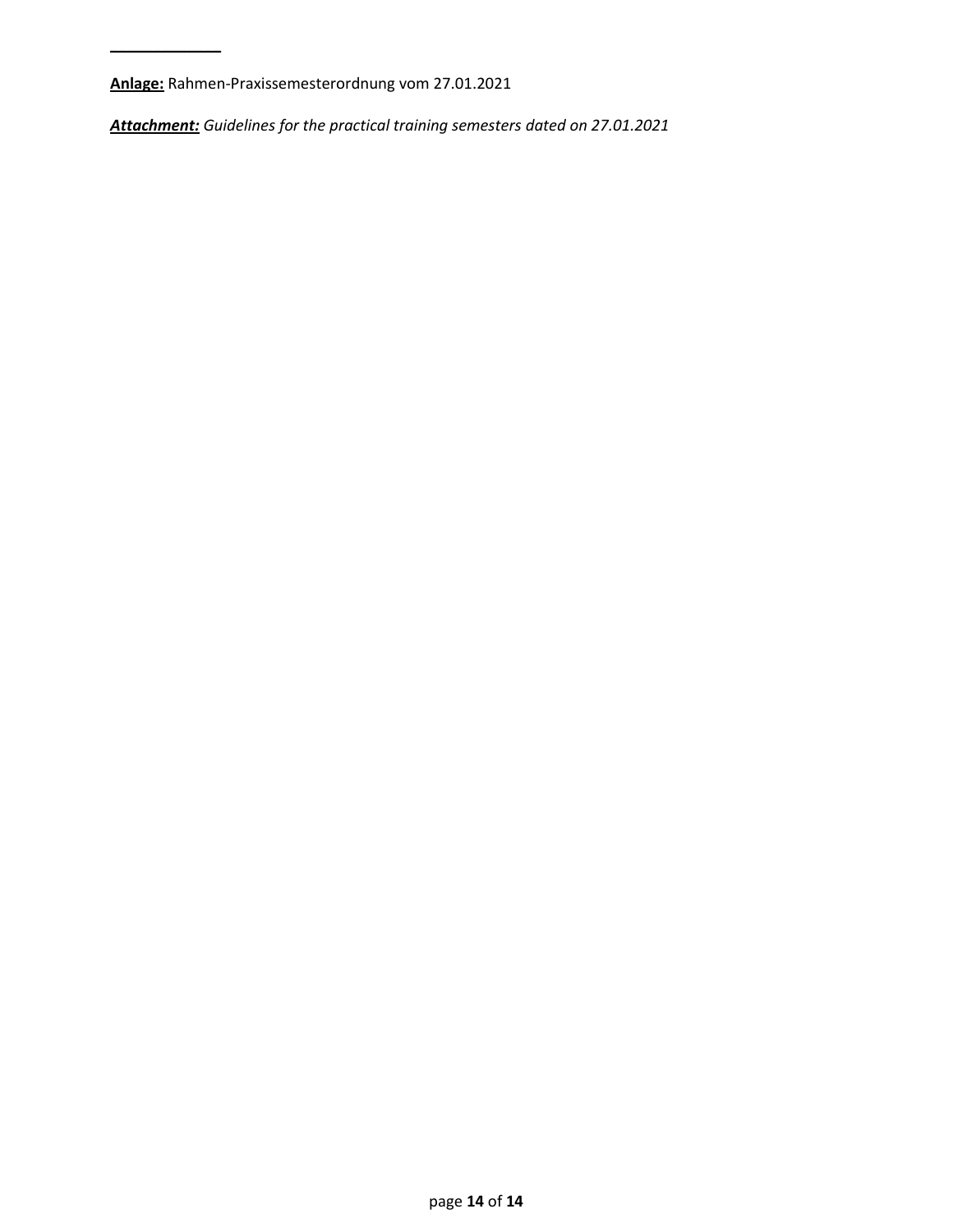---

**Anlage:** Rahmen-Praxissemesterordnung vom 27.01.2021

***Attachment:*** *Guidelines for the practical training semesters dated on 27.01.2021*